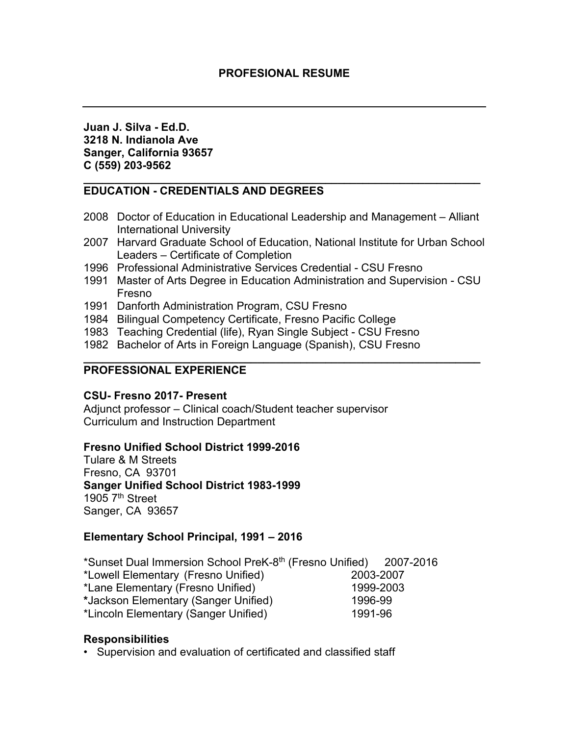# PROFESIONAL RESUME

---

**Juan J. Silva - Ed.D.**
**3218 N. Indianola Ave**
**Sanger, California 93657**
**C (559) 203-9562**

---

## EDUCATION - CREDENTIALS AND DEGREES

- 2008 Doctor of Education in Educational Leadership and Management – Alliant International University
- 2007 Harvard Graduate School of Education, National Institute for Urban School Leaders – Certificate of Completion
- 1996 Professional Administrative Services Credential - CSU Fresno
- 1991 Master of Arts Degree in Education Administration and Supervision - CSU Fresno
- 1991 Danforth Administration Program, CSU Fresno
- 1984 Bilingual Competency Certificate, Fresno Pacific College
- 1983 Teaching Credential (life), Ryan Single Subject - CSU Fresno
- 1982 Bachelor of Arts in Foreign Language (Spanish), CSU Fresno

---

## PROFESSIONAL EXPERIENCE

**CSU- Fresno 2017- Present**
Adjunct professor – Clinical coach/Student teacher supervisor
Curriculum and Instruction Department

**Fresno Unified School District 1999-2016**
Tulare & M Streets
Fresno, CA 93701
**Sanger Unified School District 1983-1999**
1905 7th Street
Sanger, CA 93657

**Elementary School Principal, 1991 – 2016**

| | |
|---|---|
| *Sunset Dual Immersion School PreK-8th (Fresno Unified) | 2007-2016 |
| *Lowell Elementary (Fresno Unified) | 2003-2007 |
| *Lane Elementary (Fresno Unified) | 1999-2003 |
| *Jackson Elementary (Sanger Unified) | 1996-99 |
| *Lincoln Elementary (Sanger Unified) | 1991-96 |

**Responsibilities**

- Supervision and evaluation of certificated and classified staff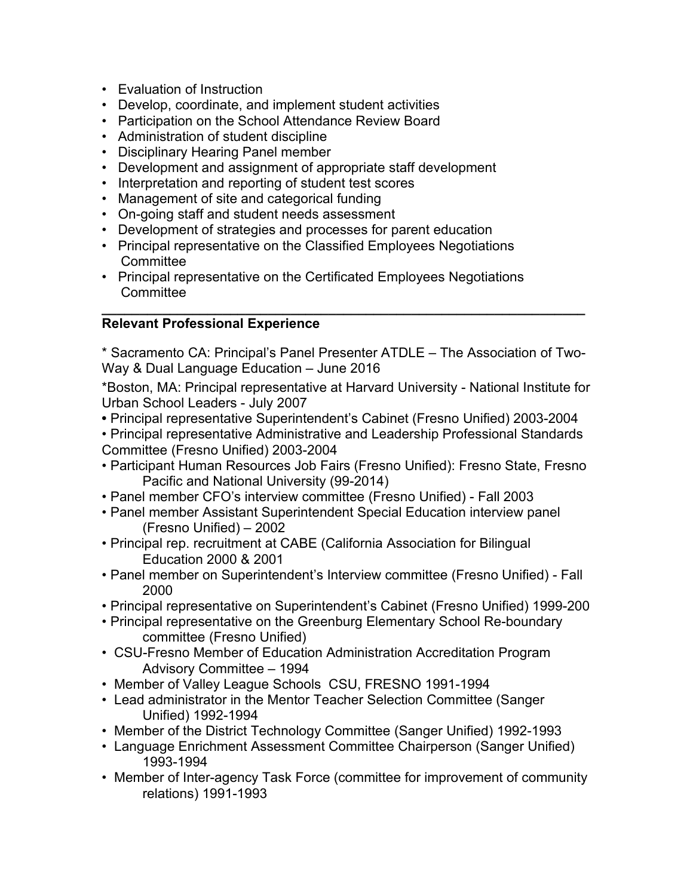- Evaluation of Instruction
- Develop, coordinate, and implement student activities
- Participation on the School Attendance Review Board
- Administration of student discipline
- Disciplinary Hearing Panel member
- Development and assignment of appropriate staff development
- Interpretation and reporting of student test scores
- Management of site and categorical funding
- On-going staff and student needs assessment
- Development of strategies and processes for parent education
- Principal representative on the Classified Employees Negotiations Committee
- Principal representative on the Certificated Employees Negotiations Committee

---

**Relevant Professional Experience**

* Sacramento CA: Principal's Panel Presenter ATDLE – The Association of Two-Way & Dual Language Education – June 2016

*Boston, MA: Principal representative at Harvard University - National Institute for Urban School Leaders - July 2007

- Principal representative Superintendent's Cabinet (Fresno Unified) 2003-2004
- Principal representative Administrative and Leadership Professional Standards Committee (Fresno Unified) 2003-2004
- Participant Human Resources Job Fairs (Fresno Unified): Fresno State, Fresno Pacific and National University (99-2014)
- Panel member CFO's interview committee (Fresno Unified) - Fall 2003
- Panel member Assistant Superintendent Special Education interview panel (Fresno Unified) – 2002
- Principal rep. recruitment at CABE (California Association for Bilingual Education 2000 & 2001
- Panel member on Superintendent's Interview committee (Fresno Unified) - Fall 2000
- Principal representative on Superintendent's Cabinet (Fresno Unified) 1999-200
- Principal representative on the Greenburg Elementary School Re-boundary committee (Fresno Unified)
- CSU-Fresno Member of Education Administration Accreditation Program Advisory Committee – 1994
- Member of Valley League Schools CSU, FRESNO 1991-1994
- Lead administrator in the Mentor Teacher Selection Committee (Sanger Unified) 1992-1994
- Member of the District Technology Committee (Sanger Unified) 1992-1993
- Language Enrichment Assessment Committee Chairperson (Sanger Unified) 1993-1994
- Member of Inter-agency Task Force (committee for improvement of community relations) 1991-1993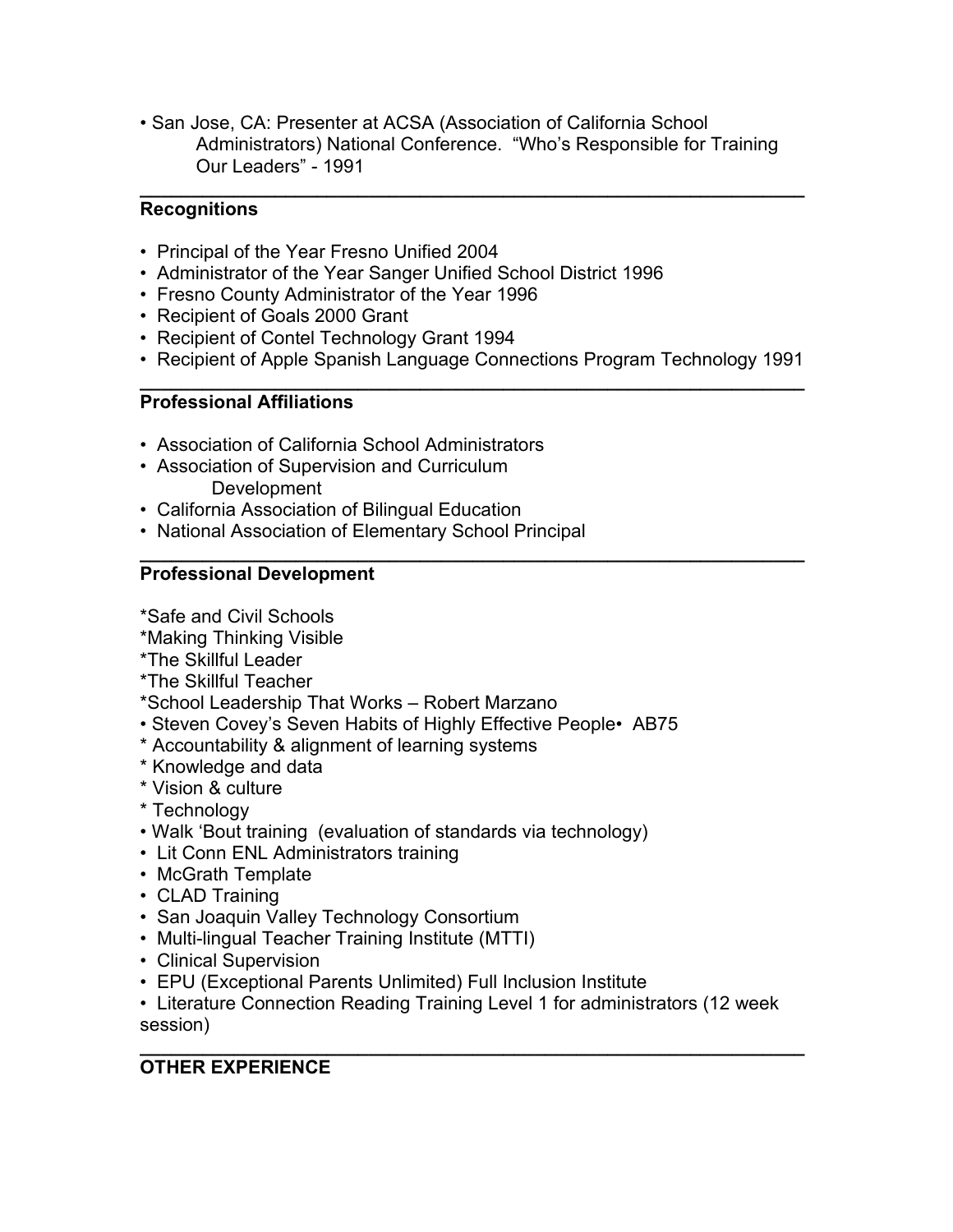- San Jose, CA: Presenter at ACSA (Association of California School Administrators) National Conference. "Who's Responsible for Training Our Leaders" - 1991

---

## Recognitions

- Principal of the Year Fresno Unified 2004
- Administrator of the Year Sanger Unified School District 1996
- Fresno County Administrator of the Year 1996
- Recipient of Goals 2000 Grant
- Recipient of Contel Technology Grant 1994
- Recipient of Apple Spanish Language Connections Program Technology 1991

---

## Professional Affiliations

- Association of California School Administrators
- Association of Supervision and Curriculum Development
- California Association of Bilingual Education
- National Association of Elementary School Principal

---

## Professional Development

*Safe and Civil Schools
*Making Thinking Visible
*The Skillful Leader
*The Skillful Teacher
*School Leadership That Works – Robert Marzano
• Steven Covey's Seven Habits of Highly Effective People• AB75
* Accountability & alignment of learning systems
* Knowledge and data
* Vision & culture
* Technology
• Walk 'Bout training (evaluation of standards via technology)
• Lit Conn ENL Administrators training
• McGrath Template
• CLAD Training
• San Joaquin Valley Technology Consortium
• Multi-lingual Teacher Training Institute (MTTI)
• Clinical Supervision
• EPU (Exceptional Parents Unlimited) Full Inclusion Institute
• Literature Connection Reading Training Level 1 for administrators (12 week session)

---

## OTHER EXPERIENCE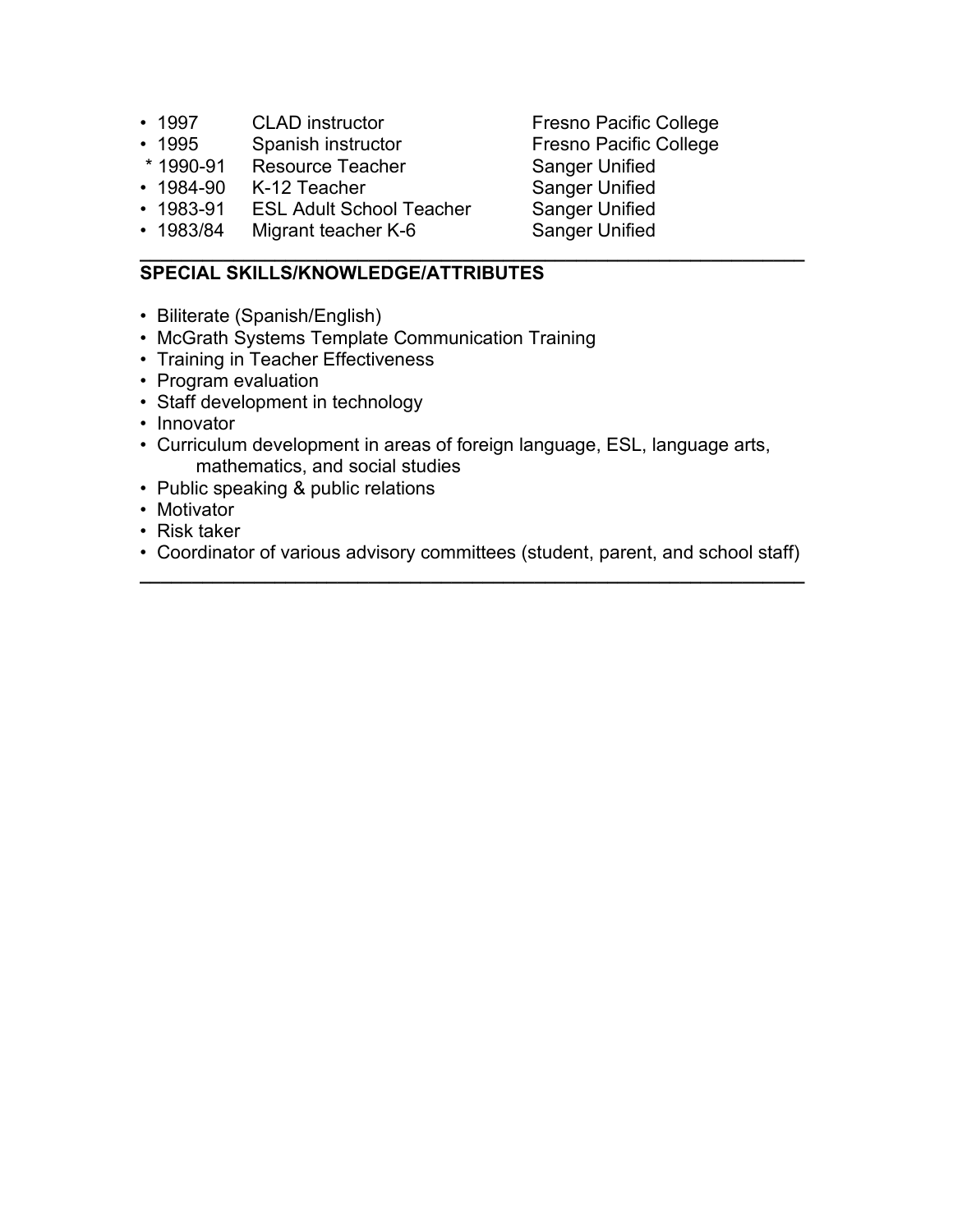- 1997 CLAD instructor Fresno Pacific College
- 1995 Spanish instructor Fresno Pacific College
- * 1990-91 Resource Teacher Sanger Unified
- 1984-90 K-12 Teacher Sanger Unified
- 1983-91 ESL Adult School Teacher Sanger Unified
- 1983/84 Migrant teacher K-6 Sanger Unified

---

**SPECIAL SKILLS/KNOWLEDGE/ATTRIBUTES**

- Biliterate (Spanish/English)
- McGrath Systems Template Communication Training
- Training in Teacher Effectiveness
- Program evaluation
- Staff development in technology
- Innovator
- Curriculum development in areas of foreign language, ESL, language arts, mathematics, and social studies
- Public speaking & public relations
- Motivator
- Risk taker
- Coordinator of various advisory committees (student, parent, and school staff)

---